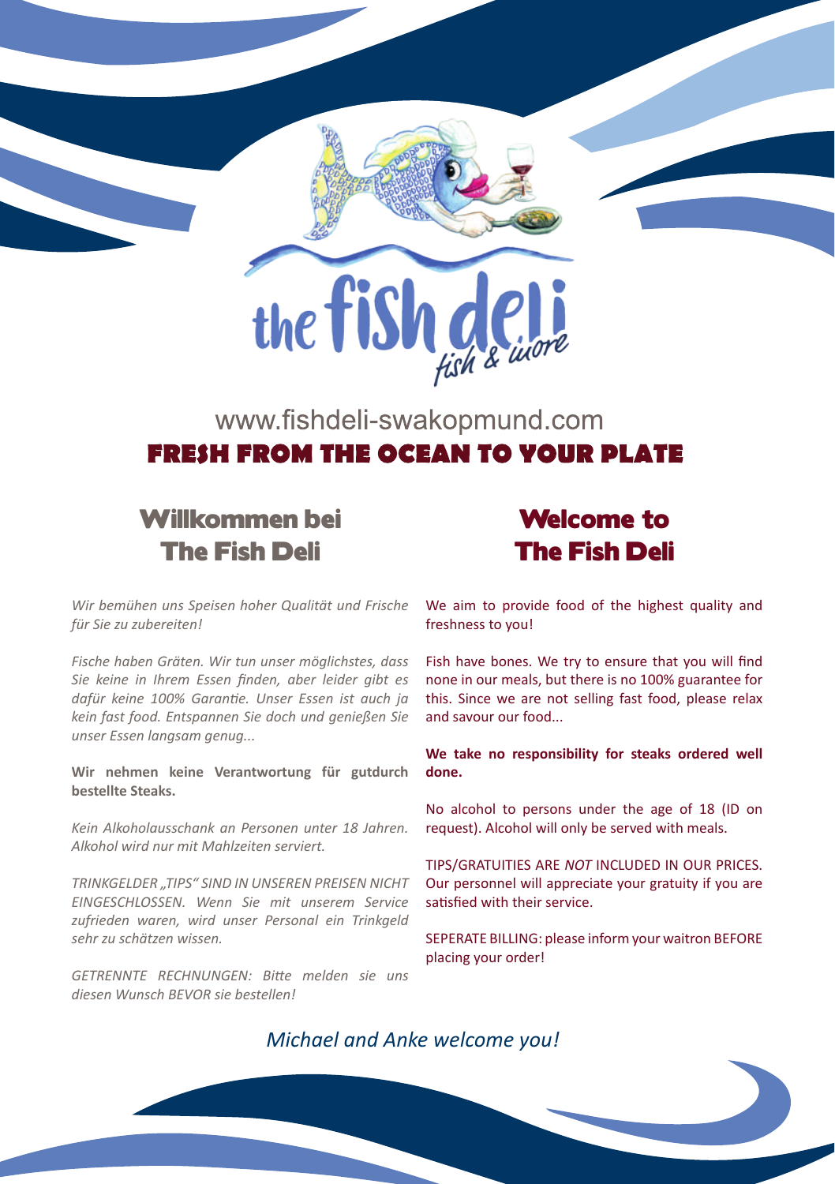the fish deli
fish & more

www.fishdeli-swakopmund.com

**FRESH FROM THE OCEAN TO YOUR PLATE**

## Willkommen bei The Fish Deli

*Wir bemühen uns Speisen hoher Qualität und Frische für Sie zu zubereiten!*

*Fische haben Gräten. Wir tun unser möglichstes, dass Sie keine in Ihrem Essen finden, aber leider gibt es dafür keine 100% Garantie. Unser Essen ist auch ja kein fast food. Entspannen Sie doch und genießen Sie unser Essen langsam genug...*

**Wir nehmen keine Verantwortung für gutdurch bestellte Steaks.**

*Kein Alkoholausschank an Personen unter 18 Jahren. Alkohol wird nur mit Mahlzeiten serviert.*

*TRINKGELDER „TIPS" SIND IN UNSEREN PREISEN NICHT EINGESCHLOSSEN. Wenn Sie mit unserem Service zufrieden waren, wird unser Personal ein Trinkgeld sehr zu schätzen wissen.*

*GETRENNTE RECHNUNGEN: Bitte melden sie uns diesen Wunsch BEVOR sie bestellen!*

## Welcome to The Fish Deli

We aim to provide food of the highest quality and freshness to you!

Fish have bones. We try to ensure that you will find none in our meals, but there is no 100% guarantee for this. Since we are not selling fast food, please relax and savour our food...

**We take no responsibility for steaks ordered well done.**

No alcohol to persons under the age of 18 (ID on request). Alcohol will only be served with meals.

TIPS/GRATUITIES ARE *NOT* INCLUDED IN OUR PRICES. Our personnel will appreciate your gratuity if you are satisfied with their service.

SEPERATE BILLING: please inform your waitron BEFORE placing your order!

*Michael and Anke welcome you!*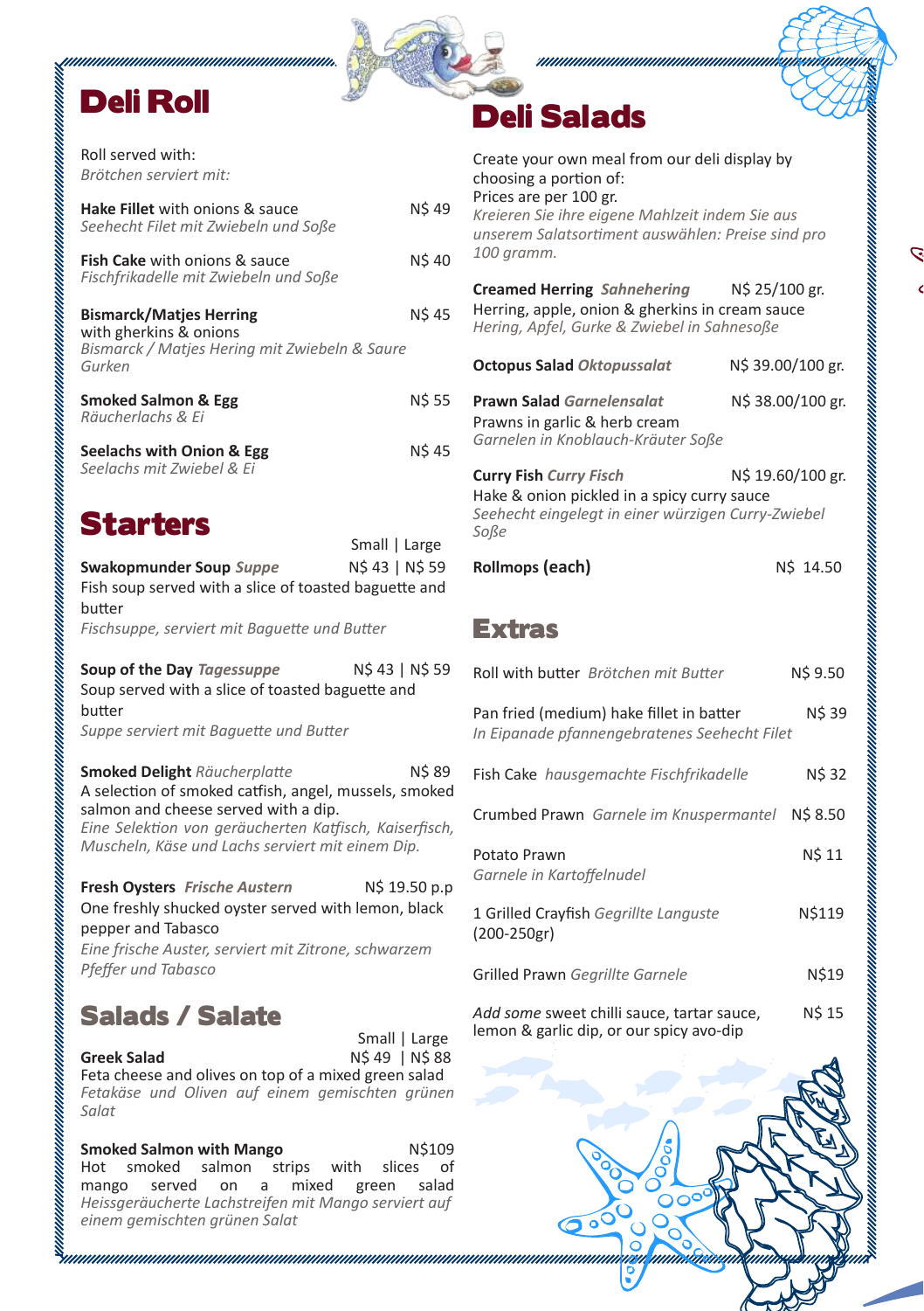# Deli Roll

Roll served with:
*Brötchen serviert mit:*

**Hake Fillet** with onions & sauce — N$ 49
*Seehecht Filet mit Zwiebeln und Soße*

**Fish Cake** with onions & sauce — N$ 40
*Fischfrikadelle mit Zwiebeln und Soße*

**Bismarck/Matjes Herring** with gherkins & onions — N$ 45
*Bismarck / Matjes Hering mit Zwiebeln & Saure Gurken*

**Smoked Salmon & Egg** — N$ 55
*Räucherlachs & Ei*

**Seelachs with Onion & Egg** — N$ 45
*Seelachs mit Zwiebel & Ei*

# Starters

Small | Large

**Swakopmunder Soup** ***Suppe*** — N$ 43 | N$ 59
Fish soup served with a slice of toasted baguette and butter
*Fischsuppe, serviert mit Baguette und Butter*

**Soup of the Day** ***Tagessuppe*** — N$ 43 | N$ 59
Soup served with a slice of toasted baguette and butter
*Suppe serviert mit Baguette und Butter*

**Smoked Delight** *Räucherplatte* — N$ 89
A selection of smoked catfish, angel, mussels, smoked salmon and cheese served with a dip.
*Eine Selektion von geräucherten Katfisch, Kaiserfisch, Muscheln, Käse und Lachs serviert mit einem Dip.*

**Fresh Oysters** ***Frische Austern*** — N$ 19.50 p.p
One freshly shucked oyster served with lemon, black pepper and Tabasco
*Eine frische Auster, serviert mit Zitrone, schwarzem Pfeffer und Tabasco*

# Salads / Salate

Small | Large

**Greek Salad** — N$ 49 | N$ 88
Feta cheese and olives on top of a mixed green salad
*Fetakäse und Oliven auf einem gemischten grünen Salat*

**Smoked Salmon with Mango** — N$109
Hot smoked salmon strips with slices of mango served on a mixed green salad
*Heissgeräucherte Lachstreifen mit Mango serviert auf einem gemischten grünen Salat*

# Deli Salads

Create your own meal from our deli display by choosing a portion of:
Prices are per 100 gr.
*Kreieren Sie ihre eigene Mahlzeit indem Sie aus unserem Salatsortiment auswählen: Preise sind pro 100 gramm.*

**Creamed Herring** ***Sahnehering*** — N$ 25/100 gr.
Herring, apple, onion & gherkins in cream sauce
*Hering, Apfel, Gurke & Zwiebel in Sahnesoße*

**Octopus Salad** ***Oktopussalat*** — N$ 39.00/100 gr.

**Prawn Salad** ***Garnelensalat*** — N$ 38.00/100 gr.
Prawns in garlic & herb cream
*Garnelen in Knoblauch-Kräuter Soße*

**Curry Fish** ***Curry Fisch*** — N$ 19.60/100 gr.
Hake & onion pickled in a spicy curry sauce
*Seehecht eingelegt in einer würzigen Curry-Zwiebel Soße*

**Rollmops (each)** — N$ 14.50

# Extras

Roll with butter *Brötchen mit Butter* — N$ 9.50

Pan fried (medium) hake fillet in batter — N$ 39
*In Eipanade pfannengebratenes Seehecht Filet*

Fish Cake *hausgemachte Fischfrikadelle* — N$ 32

Crumbed Prawn *Garnele im Knuspermantel* — N$ 8.50

Potato Prawn — N$ 11
*Garnele in Kartoffelnudel*

1 Grilled Crayfish *Gegrillte Languste* (200-250gr) — N$119

Grilled Prawn *Gegrillte Garnele* — N$19

*Add some* sweet chilli sauce, tartar sauce, lemon & garlic dip, or our spicy avo-dip — N$ 15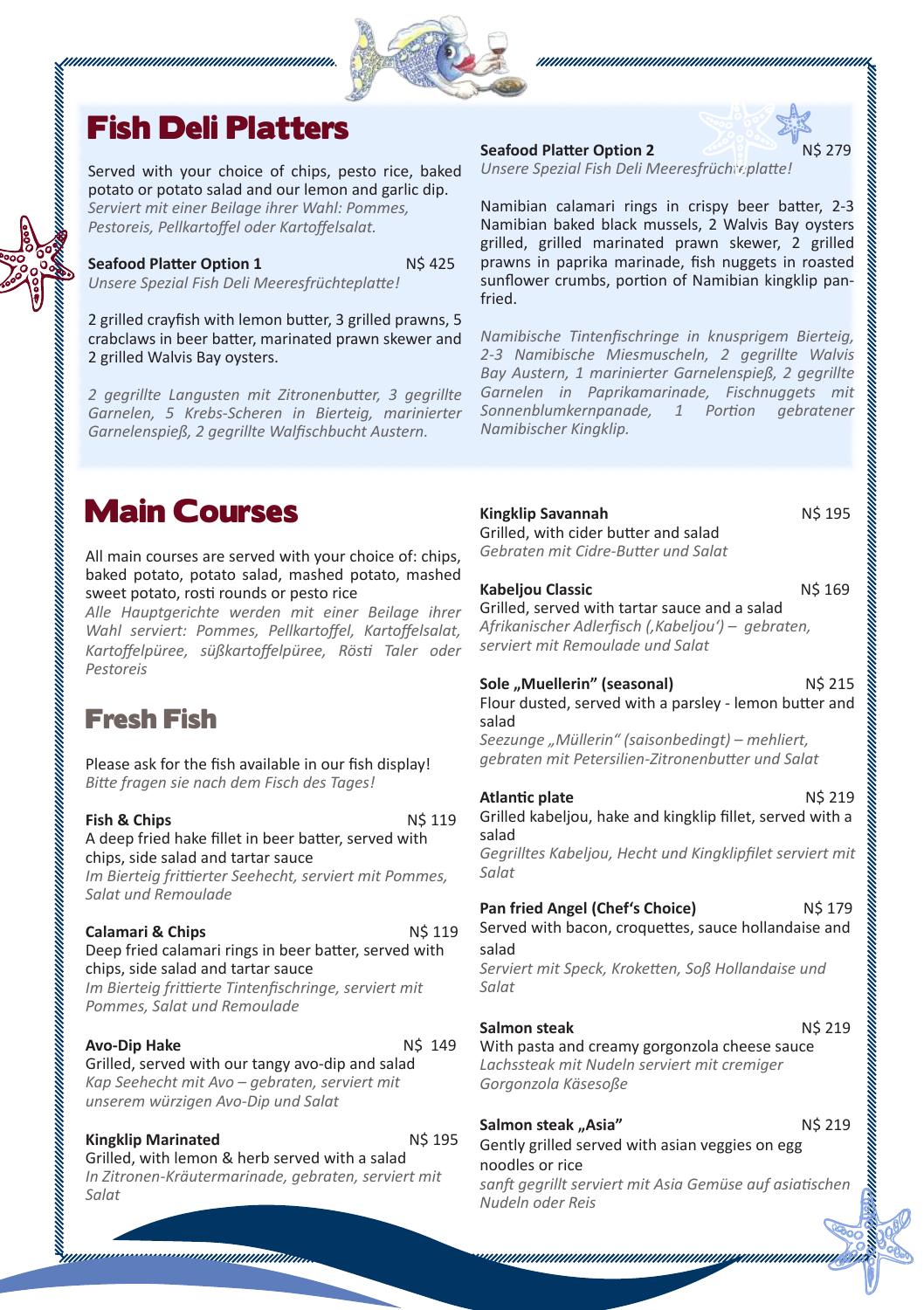# Fish Deli Platters

Served with your choice of chips, pesto rice, baked potato or potato salad and our lemon and garlic dip.
*Serviert mit einer Beilage ihrer Wahl: Pommes, Pestoreis, Pellkartoffel oder Kartoffelsalat.*

**Seafood Platter Option 1** N$ 425
*Unsere Spezial Fish Deli Meeresfrüchteplatte!*

2 grilled crayfish with lemon butter, 3 grilled prawns, 5 crabclaws in beer batter, marinated prawn skewer and 2 grilled Walvis Bay oysters.

*2 gegrillte Langusten mit Zitronenbutter, 3 gegrillte Garnelen, 5 Krebs-Scheren in Bierteig, marinierter Garnelenspieß, 2 gegrillte Walfischbucht Austern.*

**Seafood Platter Option 2** N$ 279
*Unsere Spezial Fish Deli Meeresfrüchteplatte!*

Namibian calamari rings in crispy beer batter, 2-3 Namibian baked black mussels, 2 Walvis Bay oysters grilled, grilled marinated prawn skewer, 2 grilled prawns in paprika marinade, fish nuggets in roasted sunflower crumbs, portion of Namibian kingklip pan-fried.

*Namibische Tintenfischringe in knusprigem Bierteig, 2-3 Namibische Miesmuscheln, 2 gegrillte Walvis Bay Austern, 1 marinierter Garnelenspieß, 2 gegrillte Garnelen in Paprikamarinade, Fischnuggets mit Sonnenblumkernpanade, 1 Portion gebratener Namibischer Kingklip.*

# Main Courses

All main courses are served with your choice of: chips, baked potato, potato salad, mashed potato, mashed sweet potato, rosti rounds or pesto rice
*Alle Hauptgerichte werden mit einer Beilage ihrer Wahl serviert: Pommes, Pellkartoffel, Kartoffelsalat, Kartoffelpüree, süßkartoffelpüree, Rösti Taler oder Pestoreis*

## Fresh Fish

Please ask for the fish available in our fish display!
*Bitte fragen sie nach dem Fisch des Tages!*

**Fish & Chips** N$ 119
A deep fried hake fillet in beer batter, served with chips, side salad and tartar sauce
*Im Bierteig frittierter Seehecht, serviert mit Pommes, Salat und Remoulade*

**Calamari & Chips** N$ 119
Deep fried calamari rings in beer batter, served with chips, side salad and tartar sauce
*Im Bierteig frittierte Tintenfischringe, serviert mit Pommes, Salat und Remoulade*

**Avo-Dip Hake** N$ 149
Grilled, served with our tangy avo-dip and salad
*Kap Seehecht mit Avo – gebraten, serviert mit unserem würzigen Avo-Dip und Salat*

**Kingklip Marinated** N$ 195
Grilled, with lemon & herb served with a salad
*In Zitronen-Kräutermarinade, gebraten, serviert mit Salat*

**Kingklip Savannah** N$ 195
Grilled, with cider butter and salad
*Gebraten mit Cidre-Butter und Salat*

**Kabeljou Classic** N$ 169
Grilled, served with tartar sauce and a salad
*Afrikanischer Adlerfisch (‚Kabeljou') – gebraten, serviert mit Remoulade und Salat*

**Sole „Muellerin" (seasonal)** N$ 215
Flour dusted, served with a parsley - lemon butter and salad
*Seezunge „Müllerin" (saisonbedingt) – mehliert, gebraten mit Petersilien-Zitronenbutter und Salat*

**Atlantic plate** N$ 219
Grilled kabeljou, hake and kingklip fillet, served with a salad
*Gegrilltes Kabeljou, Hecht und Kingklipfilet serviert mit Salat*

**Pan fried Angel (Chef's Choice)** N$ 179
Served with bacon, croquettes, sauce hollandaise and salad
*Serviert mit Speck, Kroketten, Soß Hollandaise und Salat*

**Salmon steak** N$ 219
With pasta and creamy gorgonzola cheese sauce
*Lachssteak mit Nudeln serviert mit cremiger Gorgonzola Käsesoße*

**Salmon steak „Asia"** N$ 219
Gently grilled served with asian veggies on egg noodles or rice
*sanft gegrillt serviert mit Asia Gemüse auf asiatischen Nudeln oder Reis*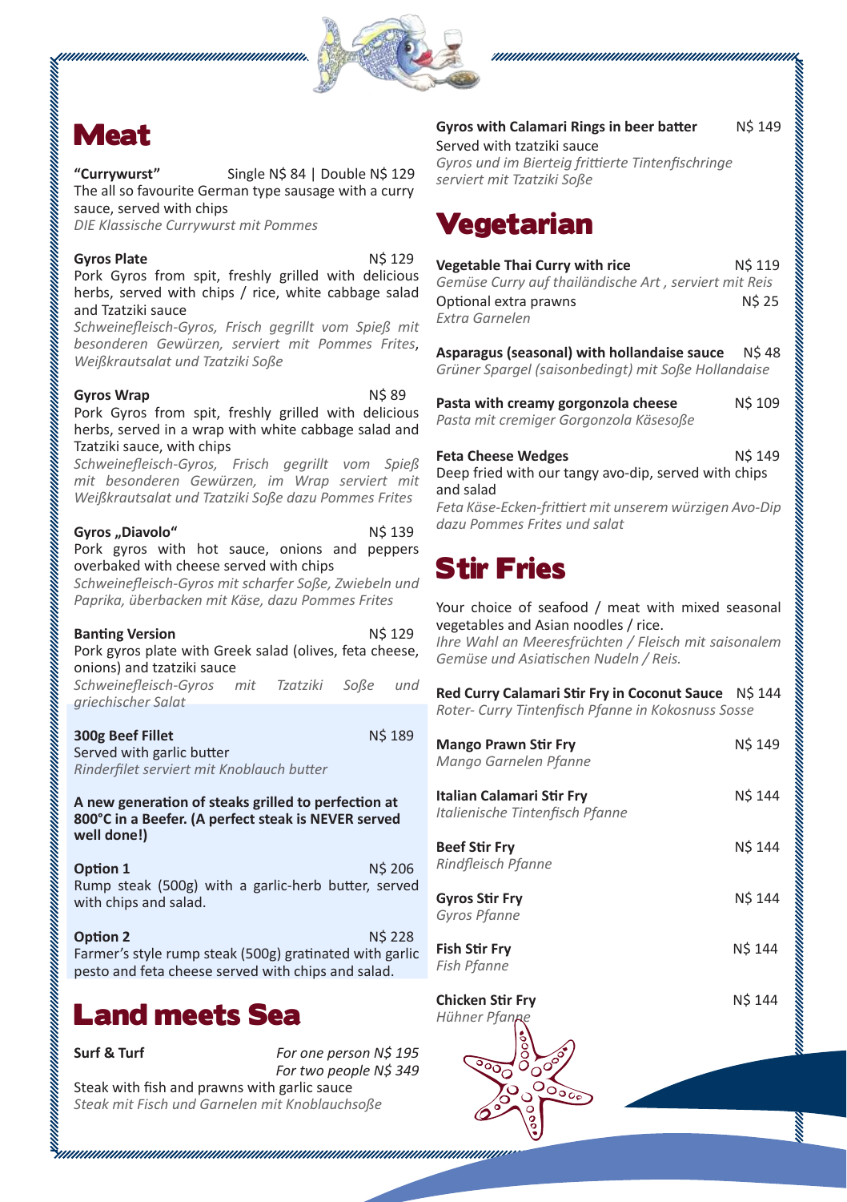# Meat

**"Currywurst"** Single N$ 84 | Double N$ 129
The all so favourite German type sausage with a curry sauce, served with chips
*DIE Klassische Currywurst mit Pommes*

**Gyros Plate** N$ 129
Pork Gyros from spit, freshly grilled with delicious herbs, served with chips / rice, white cabbage salad and Tzatziki sauce
*Schweinefleisch-Gyros, Frisch gegrillt vom Spieß mit besonderen Gewürzen, serviert mit Pommes Frites, Weißkrautsalat und Tzatziki Soße*

**Gyros Wrap** N$ 89
Pork Gyros from spit, freshly grilled with delicious herbs, served in a wrap with white cabbage salad and Tzatziki sauce, with chips
*Schweinefleisch-Gyros, Frisch gegrillt vom Spieß mit besonderen Gewürzen, im Wrap serviert mit Weißkrautsalat und Tzatziki Soße dazu Pommes Frites*

**Gyros „Diavolo"** N$ 139
Pork gyros with hot sauce, onions and peppers overbaked with cheese served with chips
*Schweinefleisch-Gyros mit scharfer Soße, Zwiebeln und Paprika, überbacken mit Käse, dazu Pommes Frites*

**Banting Version** N$ 129
Pork gyros plate with Greek salad (olives, feta cheese, onions) and tzatziki sauce
*Schweinefleisch-Gyros mit Tzatziki Soße und griechischer Salat*

**300g Beef Fillet** N$ 189
Served with garlic butter
*Rinderfilet serviert mit Knoblauch butter*

**A new generation of steaks grilled to perfection at 800°C in a Beefer. (A perfect steak is NEVER served well done!)**

**Option 1** N$ 206
Rump steak (500g) with a garlic-herb butter, served with chips and salad.

**Option 2** N$ 228
Farmer's style rump steak (500g) gratinated with garlic pesto and feta cheese served with chips and salad.

# Land meets Sea

**Surf & Turf** *For one person N$ 195*
*For two people N$ 349*
Steak with fish and prawns with garlic sauce
*Steak mit Fisch und Garnelen mit Knoblauchsoße*

**Gyros with Calamari Rings in beer batter** N$ 149
Served with tzatziki sauce
*Gyros und im Bierteig frittierte Tintenfischringe serviert mit Tzatziki Soße*

# Vegetarian

**Vegetable Thai Curry with rice** N$ 119
*Gemüse Curry auf thailändische Art , serviert mit Reis*
Optional extra prawns N$ 25
*Extra Garnelen*

**Asparagus (seasonal) with hollandaise sauce** N$ 48
*Grüner Spargel (saisonbedingt) mit Soße Hollandaise*

**Pasta with creamy gorgonzola cheese** N$ 109
*Pasta mit cremiger Gorgonzola Käsesoße*

**Feta Cheese Wedges** N$ 149
Deep fried with our tangy avo-dip, served with chips and salad
*Feta Käse-Ecken-frittiert mit unserem würzigen Avo-Dip dazu Pommes Frites und salat*

# Stir Fries

Your choice of seafood / meat with mixed seasonal vegetables and Asian noodles / rice.
*Ihre Wahl an Meeresfrüchten / Fleisch mit saisonalem Gemüse und Asiatischen Nudeln / Reis.*

**Red Curry Calamari Stir Fry in Coconut Sauce** N$ 144
*Roter- Curry Tintenfisch Pfanne in Kokosnuss Sosse*

**Mango Prawn Stir Fry** N$ 149
*Mango Garnelen Pfanne*

**Italian Calamari Stir Fry** N$ 144
*Italienische Tintenfisch Pfanne*

**Beef Stir Fry** N$ 144
*Rindfleisch Pfanne*

**Gyros Stir Fry** N$ 144
*Gyros Pfanne*

**Fish Stir Fry** N$ 144
*Fish Pfanne*

**Chicken Stir Fry** N$ 144
*Hühner Pfanne*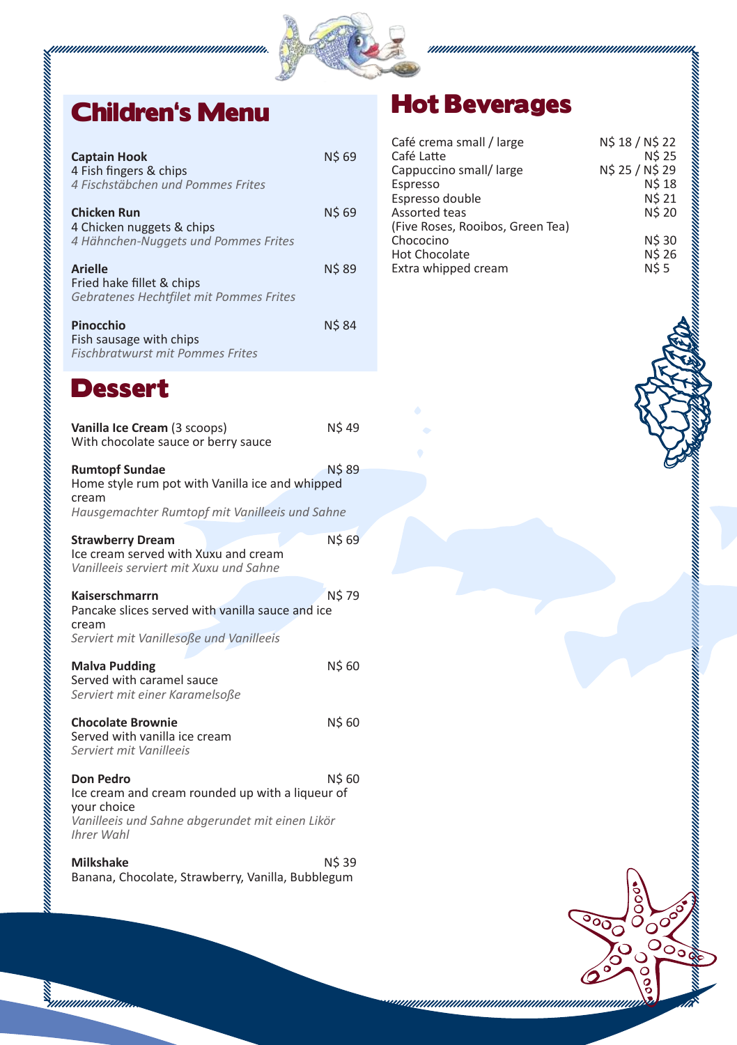## Children's Menu

**Captain Hook** N$ 69
4 Fish fingers & chips
*4 Fischstäbchen und Pommes Frites*

**Chicken Run** N$ 69
4 Chicken nuggets & chips
*4 Hähnchen-Nuggets und Pommes Frites*

**Arielle** N$ 89
Fried hake fillet & chips
*Gebratenes Hechtfilet mit Pommes Frites*

**Pinocchio** N$ 84
Fish sausage with chips
*Fischbratwurst mit Pommes Frites*

## Dessert

**Vanilla Ice Cream** (3 scoops) N$ 49
With chocolate sauce or berry sauce

**Rumtopf Sundae** N$ 89
Home style rum pot with Vanilla ice and whipped cream
*Hausgemachter Rumtopf mit Vanilleeis und Sahne*

**Strawberry Dream** N$ 69
Ice cream served with Xuxu and cream
*Vanilleeis serviert mit Xuxu und Sahne*

**Kaiserschmarrn** N$ 79
Pancake slices served with vanilla sauce and ice cream
*Serviert mit Vanillesoße und Vanilleeis*

**Malva Pudding** N$ 60
Served with caramel sauce
*Serviert mit einer Karamelsoße*

**Chocolate Brownie** N$ 60
Served with vanilla ice cream
*Serviert mit Vanilleeis*

**Don Pedro** N$ 60
Ice cream and cream rounded up with a liqueur of your choice
*Vanilleeis und Sahne abgerundet mit einen Likör Ihrer Wahl*

**Milkshake** N$ 39
Banana, Chocolate, Strawberry, Vanilla, Bubblegum

## Hot Beverages

| Item | Price |
|---|---|
| Café crema small / large | N$ 18 / N$ 22 |
| Café Latte | N$ 25 |
| Cappuccino small/ large | N$ 25 / N$ 29 |
| Espresso | N$ 18 |
| Espresso double | N$ 21 |
| Assorted teas (Five Roses, Rooibos, Green Tea) | N$ 20 |
| Chococino | N$ 30 |
| Hot Chocolate | N$ 26 |
| Extra whipped cream | N$ 5 |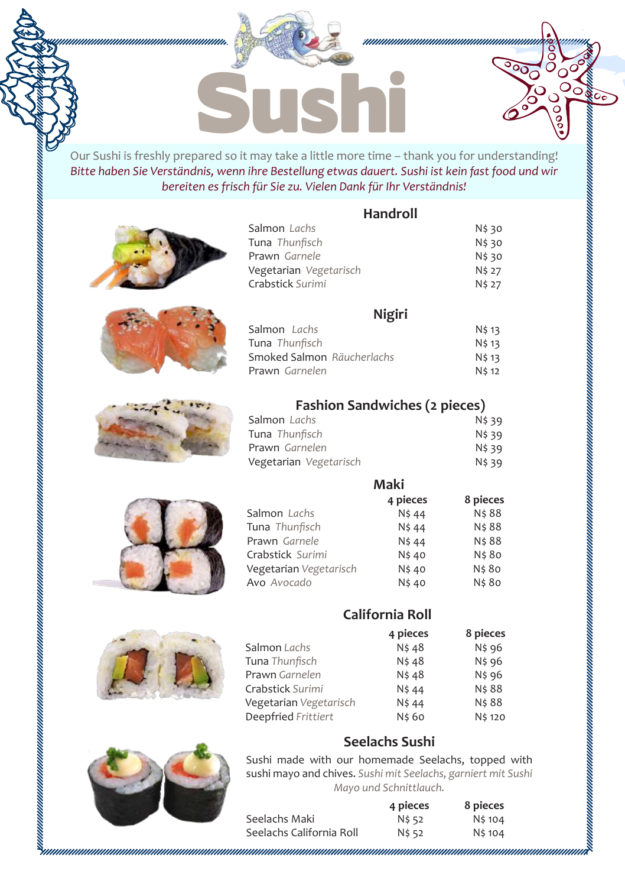# Sushi

Our Sushi is freshly prepared so it may take a little more time – thank you for understanding!
*Bitte haben Sie Verständnis, wenn ihre Bestellung etwas dauert. Sushi ist kein fast food und wir bereiten es frisch für Sie zu. Vielen Dank für Ihr Verständnis!*

## Handroll

| | |
|---|---|
| Salmon *Lachs* | N$ 30 |
| Tuna *Thunfisch* | N$ 30 |
| Prawn *Garnele* | N$ 30 |
| Vegetarian *Vegetarisch* | N$ 27 |
| Crabstick *Surimi* | N$ 27 |

## Nigiri

| | |
|---|---|
| Salmon *Lachs* | N$ 13 |
| Tuna *Thunfisch* | N$ 13 |
| Smoked Salmon *Räucherlachs* | N$ 13 |
| Prawn *Garnelen* | N$ 12 |

## Fashion Sandwiches (2 pieces)

| | |
|---|---|
| Salmon *Lachs* | N$ 39 |
| Tuna *Thunfisch* | N$ 39 |
| Prawn *Garnelen* | N$ 39 |
| Vegetarian *Vegetarisch* | N$ 39 |

## Maki

| | 4 pieces | 8 pieces |
|---|---|---|
| Salmon *Lachs* | N$ 44 | N$ 88 |
| Tuna *Thunfisch* | N$ 44 | N$ 88 |
| Prawn *Garnele* | N$ 44 | N$ 88 |
| Crabstick *Surimi* | N$ 40 | N$ 80 |
| Vegetarian *Vegetarisch* | N$ 40 | N$ 80 |
| Avo *Avocado* | N$ 40 | N$ 80 |

## California Roll

| | 4 pieces | 8 pieces |
|---|---|---|
| Salmon *Lachs* | N$ 48 | N$ 96 |
| Tuna *Thunfisch* | N$ 48 | N$ 96 |
| Prawn *Garnelen* | N$ 48 | N$ 96 |
| Crabstick *Surimi* | N$ 44 | N$ 88 |
| Vegetarian *Vegetarisch* | N$ 44 | N$ 88 |
| Deepfried *Frittiert* | N$ 60 | N$ 120 |

## Seelachs Sushi

Sushi made with our homemade Seelachs, topped with sushi mayo and chives. *Sushi mit Seelachs, garniert mit Sushi Mayo und Schnittlauch.*

| | 4 pieces | 8 pieces |
|---|---|---|
| Seelachs Maki | N$ 52 | N$ 104 |
| Seelachs California Roll | N$ 52 | N$ 104 |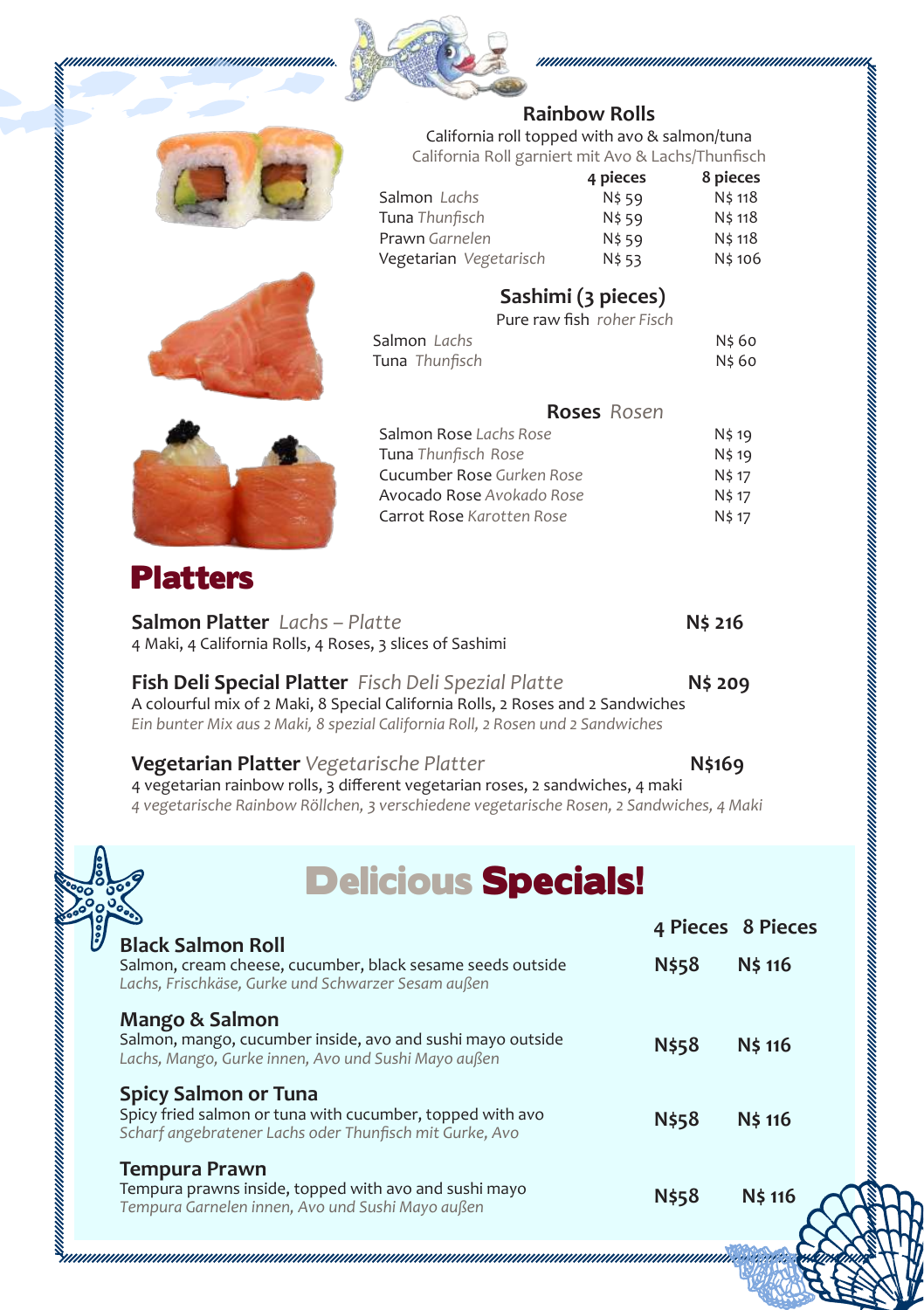## Rainbow Rolls

California roll topped with avo & salmon/tuna
California Roll garniert mit Avo & Lachs/Thunfisch

| | 4 pieces | 8 pieces |
|---|---|---|
| Salmon *Lachs* | N$ 59 | N$ 118 |
| Tuna *Thunfisch* | N$ 59 | N$ 118 |
| Prawn *Garnelen* | N$ 59 | N$ 118 |
| Vegetarian *Vegetarisch* | N$ 53 | N$ 106 |

## Sashimi (3 pieces)

Pure raw fish *roher Fisch*

| | |
|---|---|
| Salmon *Lachs* | N$ 60 |
| Tuna *Thunfisch* | N$ 60 |

## Roses *Rosen*

| | |
|---|---|
| Salmon Rose *Lachs Rose* | N$ 19 |
| Tuna *Thunfisch Rose* | N$ 19 |
| Cucumber Rose *Gurken Rose* | N$ 17 |
| Avocado Rose *Avokado Rose* | N$ 17 |
| Carrot Rose *Karotten Rose* | N$ 17 |

# Platters

**Salmon Platter** *Lachs – Platte* **N$ 216**
4 Maki, 4 California Rolls, 4 Roses, 3 slices of Sashimi

**Fish Deli Special Platter** *Fisch Deli Spezial Platte* **N$ 209**
A colourful mix of 2 Maki, 8 Special California Rolls, 2 Roses and 2 Sandwiches
*Ein bunter Mix aus 2 Maki, 8 spezial California Roll, 2 Rosen und 2 Sandwiches*

**Vegetarian Platter** *Vegetarische Platter* **N$169**
4 vegetarian rainbow rolls, 3 different vegetarian roses, 2 sandwiches, 4 maki
*4 vegetarische Rainbow Röllchen, 3 verschiedene vegetarische Rosen, 2 Sandwiches, 4 Maki*

# Delicious Specials!

| | 4 Pieces | 8 Pieces |
|---|---|---|
| **Black Salmon Roll**<br>Salmon, cream cheese, cucumber, black sesame seeds outside<br>*Lachs, Frischkäse, Gurke und Schwarzer Sesam außen* | N$58 | N$ 116 |
| **Mango & Salmon**<br>Salmon, mango, cucumber inside, avo and sushi mayo outside<br>*Lachs, Mango, Gurke innen, Avo und Sushi Mayo außen* | N$58 | N$ 116 |
| **Spicy Salmon or Tuna**<br>Spicy fried salmon or tuna with cucumber, topped with avo<br>*Scharf angebratener Lachs oder Thunfisch mit Gurke, Avo* | N$58 | N$ 116 |
| **Tempura Prawn**<br>Tempura prawns inside, topped with avo and sushi mayo<br>*Tempura Garnelen innen, Avo und Sushi Mayo außen* | N$58 | N$ 116 |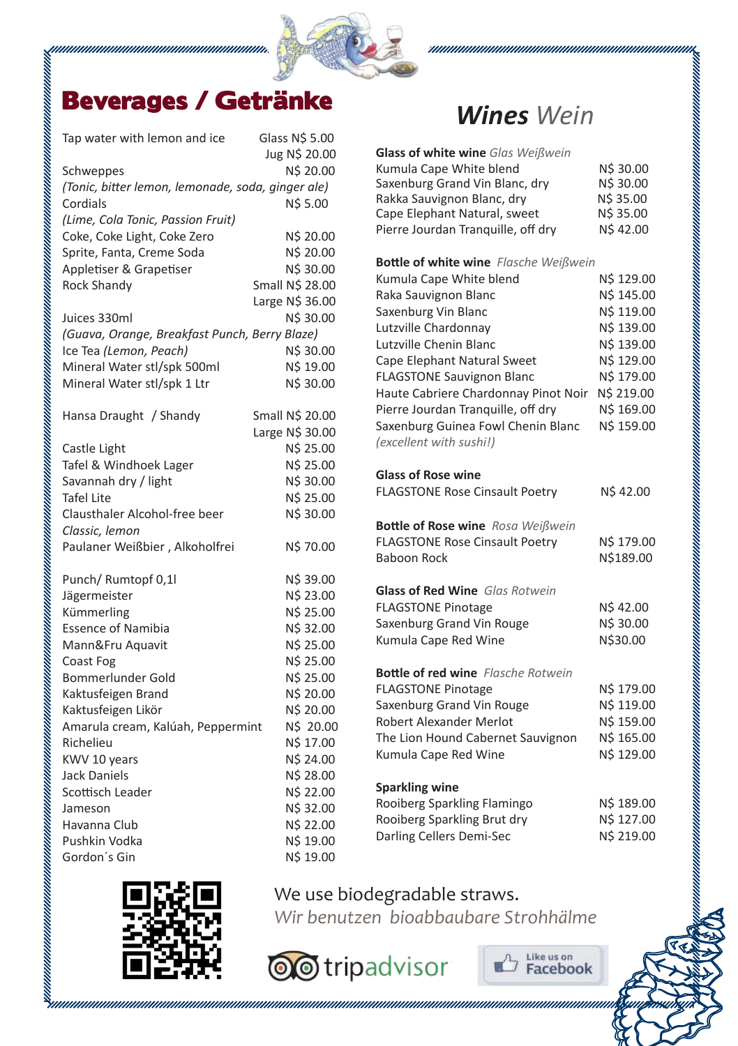# Beverages / Getränke

| | |
|---|---|
| Tap water with lemon and ice | Glass N$ 5.00 |
| | Jug N$ 20.00 |
| Schweppes | N$ 20.00 |
| *(Tonic, bitter lemon, lemonade, soda, ginger ale)* | |
| Cordials | N$ 5.00 |
| *(Lime, Cola Tonic, Passion Fruit)* | |
| Coke, Coke Light, Coke Zero | N$ 20.00 |
| Sprite, Fanta, Creme Soda | N$ 20.00 |
| Appletiser & Grapetiser | N$ 30.00 |
| Rock Shandy | Small N$ 28.00 |
| | Large N$ 36.00 |
| Juices 330ml | N$ 30.00 |
| *(Guava, Orange, Breakfast Punch, Berry Blaze)* | |
| Ice Tea *(Lemon, Peach)* | N$ 30.00 |
| Mineral Water stl/spk 500ml | N$ 19.00 |
| Mineral Water stl/spk 1 Ltr | N$ 30.00 |

| | |
|---|---|
| Hansa Draught / Shandy | Small N$ 20.00 |
| | Large N$ 30.00 |
| Castle Light | N$ 25.00 |
| Tafel & Windhoek Lager | N$ 25.00 |
| Savannah dry / light | N$ 30.00 |
| Tafel Lite | N$ 25.00 |
| Clausthaler Alcohol-free beer | N$ 30.00 |
| *Classic, lemon* | |
| Paulaner Weißbier , Alkoholfrei | N$ 70.00 |

| | |
|---|---|
| Punch/ Rumtopf 0,1l | N$ 39.00 |
| Jägermeister | N$ 23.00 |
| Kümmerling | N$ 25.00 |
| Essence of Namibia | N$ 32.00 |
| Mann&Fru Aquavit | N$ 25.00 |
| Coast Fog | N$ 25.00 |
| Bommerlunder Gold | N$ 25.00 |
| Kaktusfeigen Brand | N$ 20.00 |
| Kaktusfeigen Likör | N$ 20.00 |
| Amarula cream, Kalúah, Peppermint | N$ 20.00 |
| Richelieu | N$ 17.00 |
| KWV 10 years | N$ 24.00 |
| Jack Daniels | N$ 28.00 |
| Scottisch Leader | N$ 22.00 |
| Jameson | N$ 32.00 |
| Havanna Club | N$ 22.00 |
| Pushkin Vodka | N$ 19.00 |
| Gordon´s Gin | N$ 19.00 |

# ***Wines*** Wein

**Glass of white wine** *Glas Weißwein*

| | |
|---|---|
| Kumula Cape White blend | N$ 30.00 |
| Saxenburg Grand Vin Blanc, dry | N$ 30.00 |
| Rakka Sauvignon Blanc, dry | N$ 35.00 |
| Cape Elephant Natural, sweet | N$ 35.00 |
| Pierre Jourdan Tranquille, off dry | N$ 42.00 |

**Bottle of white wine** *Flasche Weißwein*

| | |
|---|---|
| Kumula Cape White blend | N$ 129.00 |
| Raka Sauvignon Blanc | N$ 145.00 |
| Saxenburg Vin Blanc | N$ 119.00 |
| Lutzville Chardonnay | N$ 139.00 |
| Lutzville Chenin Blanc | N$ 139.00 |
| Cape Elephant Natural Sweet | N$ 129.00 |
| FLAGSTONE Sauvignon Blanc | N$ 179.00 |
| Haute Cabriere Chardonnay Pinot Noir | N$ 219.00 |
| Pierre Jourdan Tranquille, off dry | N$ 169.00 |
| Saxenburg Guinea Fowl Chenin Blanc | N$ 159.00 |
| *(excellent with sushi!)* | |

**Glass of Rose wine**

| | |
|---|---|
| FLAGSTONE Rose Cinsault Poetry | N$ 42.00 |

**Bottle of Rose wine** *Rosa Weißwein*

| | |
|---|---|
| FLAGSTONE Rose Cinsault Poetry | N$ 179.00 |
| Baboon Rock | N$189.00 |

**Glass of Red Wine** *Glas Rotwein*

| | |
|---|---|
| FLAGSTONE Pinotage | N$ 42.00 |
| Saxenburg Grand Vin Rouge | N$ 30.00 |
| Kumula Cape Red Wine | N$30.00 |

**Bottle of red wine** *Flasche Rotwein*

| | |
|---|---|
| FLAGSTONE Pinotage | N$ 179.00 |
| Saxenburg Grand Vin Rouge | N$ 119.00 |
| Robert Alexander Merlot | N$ 159.00 |
| The Lion Hound Cabernet Sauvignon | N$ 165.00 |
| Kumula Cape Red Wine | N$ 129.00 |

**Sparkling wine**

| | |
|---|---|
| Rooiberg Sparkling Flamingo | N$ 189.00 |
| Rooiberg Sparkling Brut dry | N$ 127.00 |
| Darling Cellers Demi-Sec | N$ 219.00 |

We use biodegradable straws.

*Wir benutzen bioabbaubare Strohhälme*

tripadvisor

Like us on Facebook